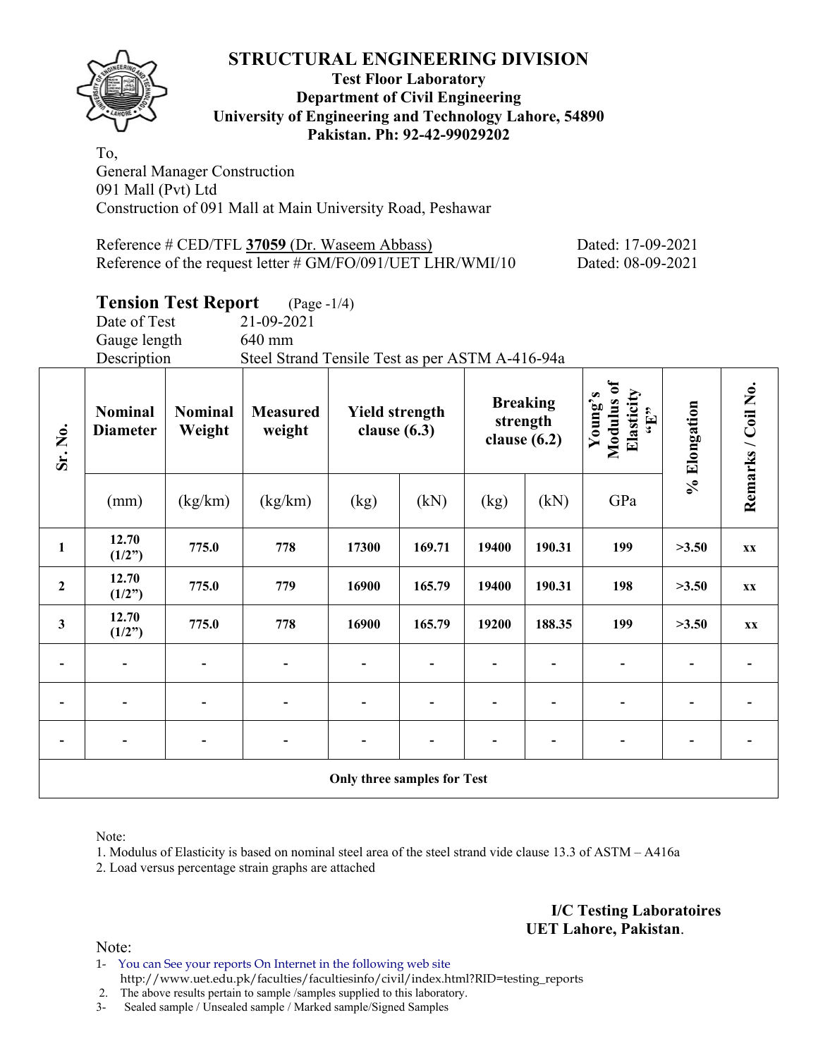# STRUCTURAL ENGINEERING DIVISION

**Test Floor Laboratory**
**Department of Civil Engineering**
**University of Engineering and Technology Lahore, 54890**
**Pakistan. Ph: 92-42-99029202**

To,
General Manager Construction
091 Mall (Pvt) Ltd
Construction of 091 Mall at Main University Road, Peshawar

Reference # CED/TFL **37059** (Dr. Waseem Abbass) Dated: 17-09-2021
Reference of the request letter # GM/FO/091/UET LHR/WMI/10 Dated: 08-09-2021

## Tension Test Report (Page -1/4)

Date of Test 21-09-2021
Gauge length 640 mm
Description Steel Strand Tensile Test as per ASTM A-416-94a

| Sr. No. | Nominal Diameter | Nominal Weight | Measured weight | Yield strength clause (6.3) | | Breaking strength clause (6.2) | | Young's Modulus of Elasticity "E" | % Elongation | Remarks / Coil No. |
|---|---|---|---|---|---|---|---|---|---|---|
| | (mm) | (kg/km) | (kg/km) | (kg) | (kN) | (kg) | (kN) | GPa | | |
| **1** | **12.70 (1/2")** | **775.0** | **778** | **17300** | **169.71** | **19400** | **190.31** | **199** | **>3.50** | **xx** |
| **2** | **12.70 (1/2")** | **775.0** | **779** | **16900** | **165.79** | **19400** | **190.31** | **198** | **>3.50** | **xx** |
| **3** | **12.70 (1/2")** | **775.0** | **778** | **16900** | **165.79** | **19200** | **188.35** | **199** | **>3.50** | **xx** |
| - | - | - | - | - | - | - | - | - | - | - |
| - | - | - | - | - | - | - | - | - | - | - |
| - | - | - | - | - | - | - | - | - | - | - |
| **Only three samples for Test** | | | | | | | | | | |

Note:

1. Modulus of Elasticity is based on nominal steel area of the steel strand vide clause 13.3 of ASTM – A416a
2. Load versus percentage strain graphs are attached

**I/C Testing Laboratoires**
**UET Lahore, Pakistan**.

Note:

1- You can See your reports On Internet in the following web site
http://www.uet.edu.pk/faculties/facultiesinfo/civil/index.html?RID=testing_reports
2. The above results pertain to sample /samples supplied to this laboratory.
3- Sealed sample / Unsealed sample / Marked sample/Signed Samples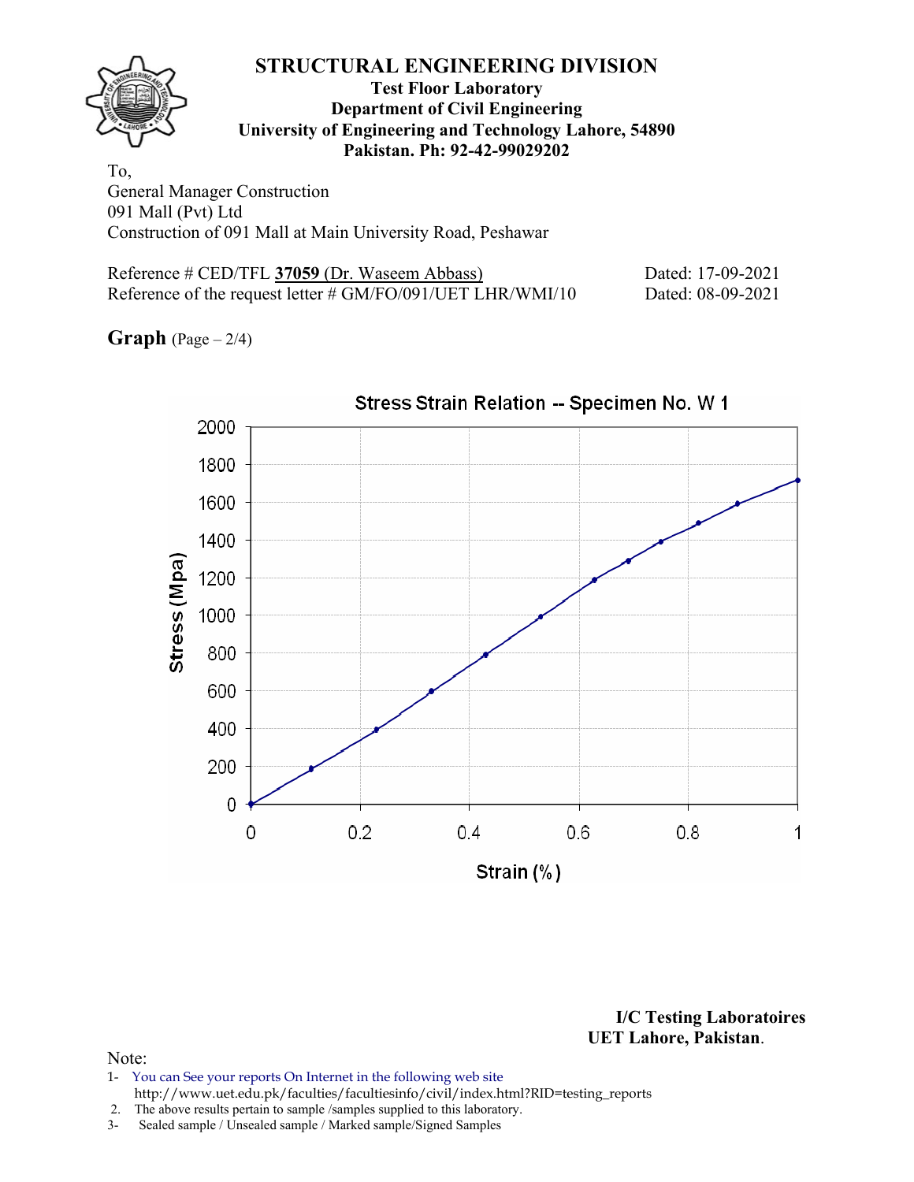# STRUCTURAL ENGINEERING DIVISION

**Test Floor Laboratory**
**Department of Civil Engineering**
**University of Engineering and Technology Lahore, 54890**
**Pakistan. Ph: 92-42-99029202**

To,
General Manager Construction
091 Mall (Pvt) Ltd
Construction of 091 Mall at Main University Road, Peshawar

Reference # CED/TFL **37059** (Dr. Waseem Abbass) Dated: 17-09-2021
Reference of the request letter # GM/FO/091/UET LHR/WMI/10 Dated: 08-09-2021

**Graph** (Page – 2/4)

Stress Strain Relation -- Specimen No. W 1

**I/C Testing Laboratoires**
**UET Lahore, Pakistan**.

Note:
1- You can See your reports On Internet in the following web site
http://www.uet.edu.pk/faculties/facultiesinfo/civil/index.html?RID=testing_reports
2. The above results pertain to sample /samples supplied to this laboratory.
3- Sealed sample / Unsealed sample / Marked sample/Signed Samples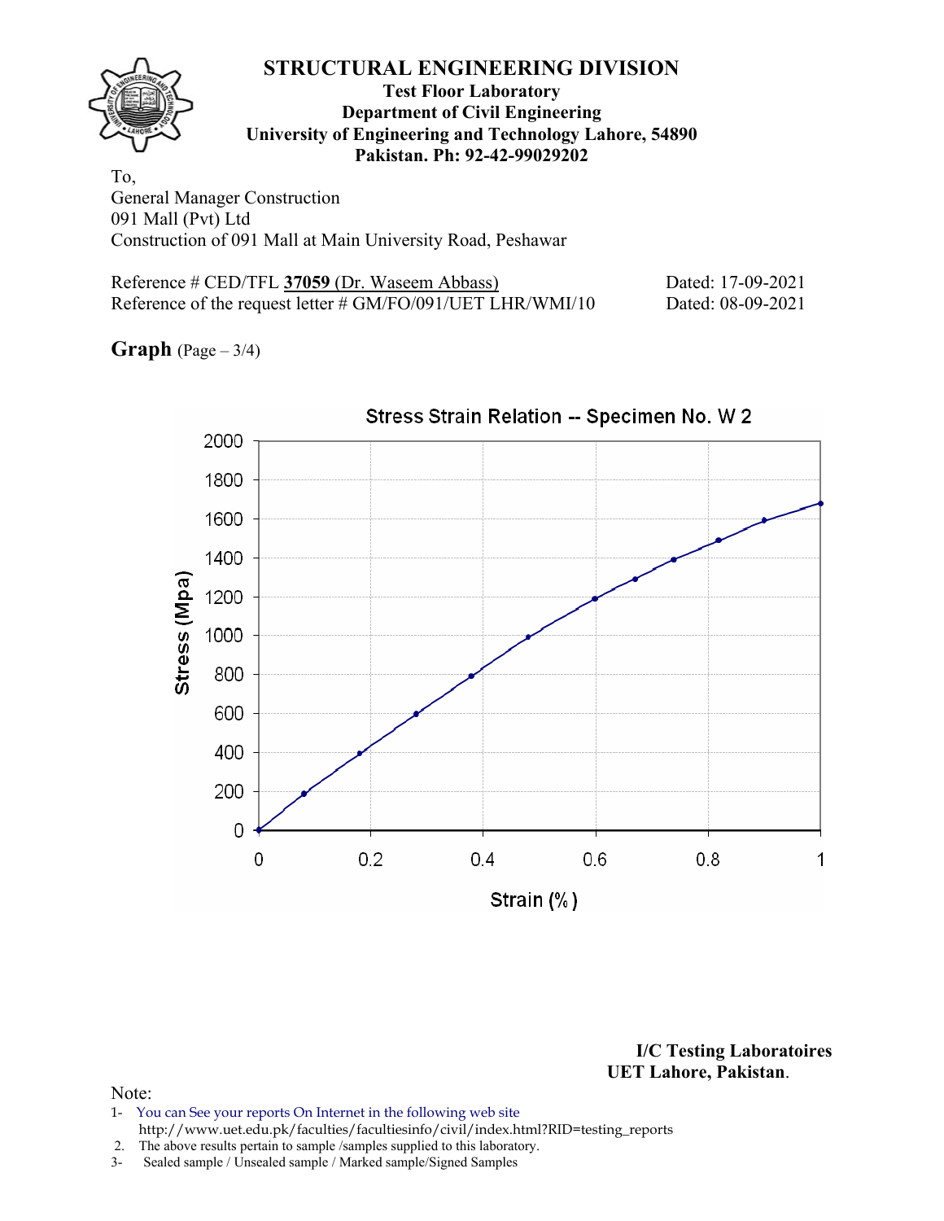# STRUCTURAL ENGINEERING DIVISION

**Test Floor Laboratory**
**Department of Civil Engineering**
**University of Engineering and Technology Lahore, 54890**
**Pakistan. Ph: 92-42-99029202**

To,
General Manager Construction
091 Mall (Pvt) Ltd
Construction of 091 Mall at Main University Road, Peshawar

Reference # CED/TFL **37059** (Dr. Waseem Abbass) Dated: 17-09-2021
Reference of the request letter # GM/FO/091/UET LHR/WMI/10 Dated: 08-09-2021

**Graph** (Page – 3/4)

Stress Strain Relation -- Specimen No. W 2

Stress (Mpa) vs. Strain (%)

**I/C Testing Laboratoires**
**UET Lahore, Pakistan.**

Note:
1- You can See your reports On Internet in the following web site
http://www.uet.edu.pk/faculties/facultiesinfo/civil/index.html?RID=testing_reports
2. The above results pertain to sample /samples supplied to this laboratory.
3- Sealed sample / Unsealed sample / Marked sample/Signed Samples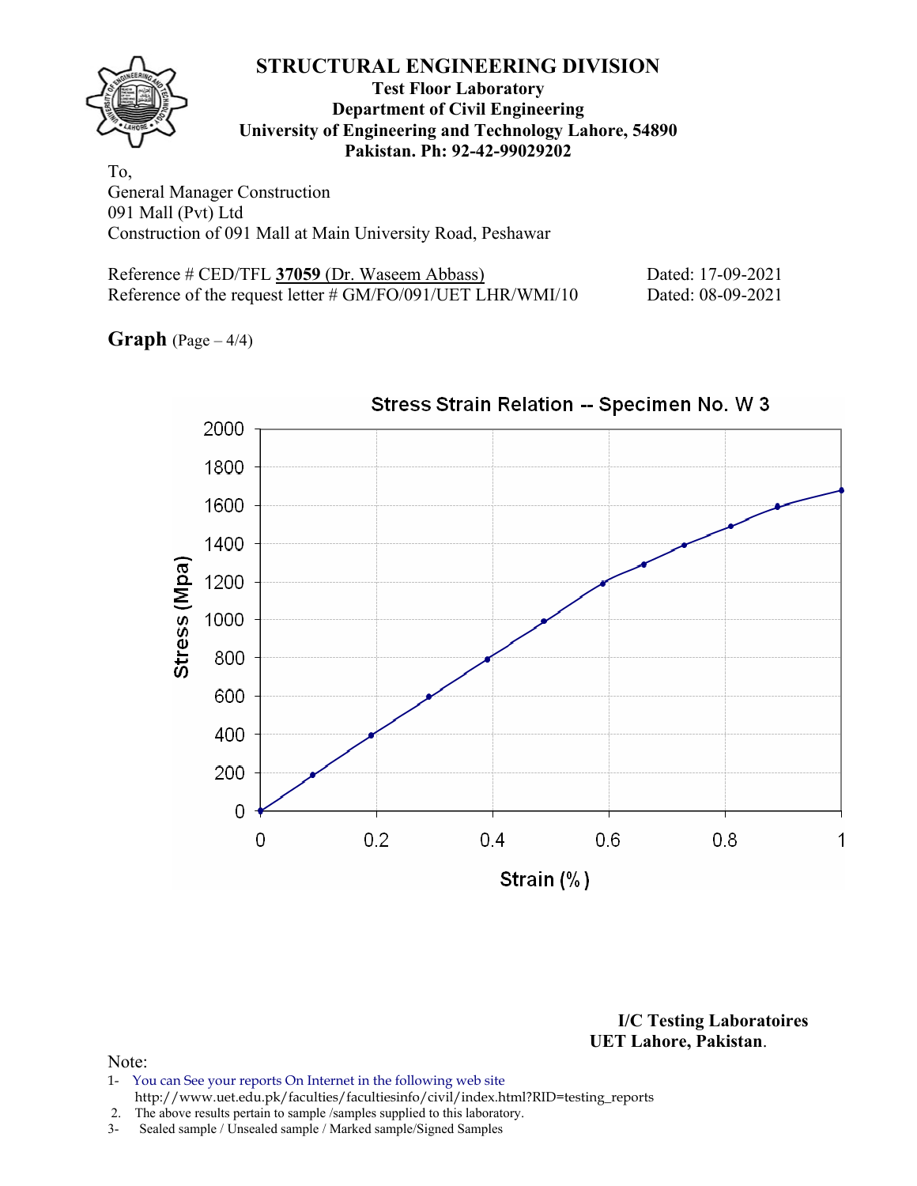# STRUCTURAL ENGINEERING DIVISION

**Test Floor Laboratory**
**Department of Civil Engineering**
**University of Engineering and Technology Lahore, 54890**
**Pakistan. Ph: 92-42-99029202**

To,
General Manager Construction
091 Mall (Pvt) Ltd
Construction of 091 Mall at Main University Road, Peshawar

Reference # CED/TFL **37059** (Dr. Waseem Abbass) Dated: 17-09-2021
Reference of the request letter # GM/FO/091/UET LHR/WMI/10 Dated: 08-09-2021

**Graph** (Page – 4/4)

Stress Strain Relation -- Specimen No. W 3

Stress (Mpa) vs Strain (%)

**I/C Testing Laboratoires**
**UET Lahore, Pakistan**.

Note:
1- You can See your reports On Internet in the following web site
http://www.uet.edu.pk/faculties/facultiesinfo/civil/index.html?RID=testing_reports
2. The above results pertain to sample /samples supplied to this laboratory.
3- Sealed sample / Unsealed sample / Marked sample/Signed Samples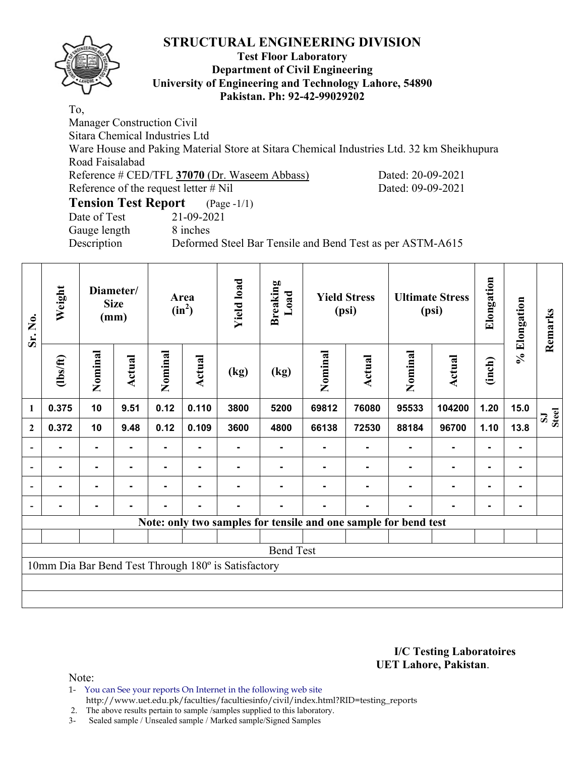# STRUCTURAL ENGINEERING DIVISION

**Test Floor Laboratory**
**Department of Civil Engineering**
**University of Engineering and Technology Lahore, 54890**
**Pakistan. Ph: 92-42-99029202**

To,
Manager Construction Civil
Sitara Chemical Industries Ltd
Ware House and Paking Material Store at Sitara Chemical Industries Ltd. 32 km Sheikhupura Road Faisalabad
Reference # CED/TFL **37070** (Dr. Waseem Abbass) Dated: 20-09-2021
Reference of the request letter # Nil Dated: 09-09-2021

## Tension Test Report (Page -1/1)

Date of Test 21-09-2021
Gauge length 8 inches
Description Deformed Steel Bar Tensile and Bend Test as per ASTM-A615

| Sr. No. | Weight | Diameter/ Size (mm) | | Area ($in^2$) | | Yield load | Breaking Load | Yield Stress (psi) | | Ultimate Stress (psi) | | Elongation | % Elongation | Remarks |
|---|---|---|---|---|---|---|---|---|---|---|---|---|---|---|
| | (lbs/ft) | Nominal | Actual | Nominal | Actual | (kg) | (kg) | Nominal | Actual | Nominal | Actual | (inch) | | |
| 1 | 0.375 | 10 | 9.51 | 0.12 | 0.110 | 3800 | 5200 | 69812 | 76080 | 95533 | 104200 | 1.20 | 15.0 | SJ Steel |
| 2 | 0.372 | 10 | 9.48 | 0.12 | 0.109 | 3600 | 4800 | 66138 | 72530 | 88184 | 96700 | 1.10 | 13.8 | |
| - | - | - | - | - | - | - | - | - | - | - | - | - | - | |
| - | - | - | - | - | - | - | - | - | - | - | - | - | - | |
| - | - | - | - | - | - | - | - | - | - | - | - | - | - | |
| - | - | - | - | - | - | - | - | - | - | - | - | - | - | |
| **Note: only two samples for tensile and one sample for bend test** | | | | | | | | | | | | | | |
| Bend Test | | | | | | | | | | | | | | |
| 10mm Dia Bar Bend Test Through 180º is Satisfactory | | | | | | | | | | | | | | |

**I/C Testing Laboratoires**
**UET Lahore, Pakistan**.

Note:
1- You can See your reports On Internet in the following web site http://www.uet.edu.pk/faculties/facultiesinfo/civil/index.html?RID=testing_reports
2. The above results pertain to sample /samples supplied to this laboratory.
3- Sealed sample / Unsealed sample / Marked sample/Signed Samples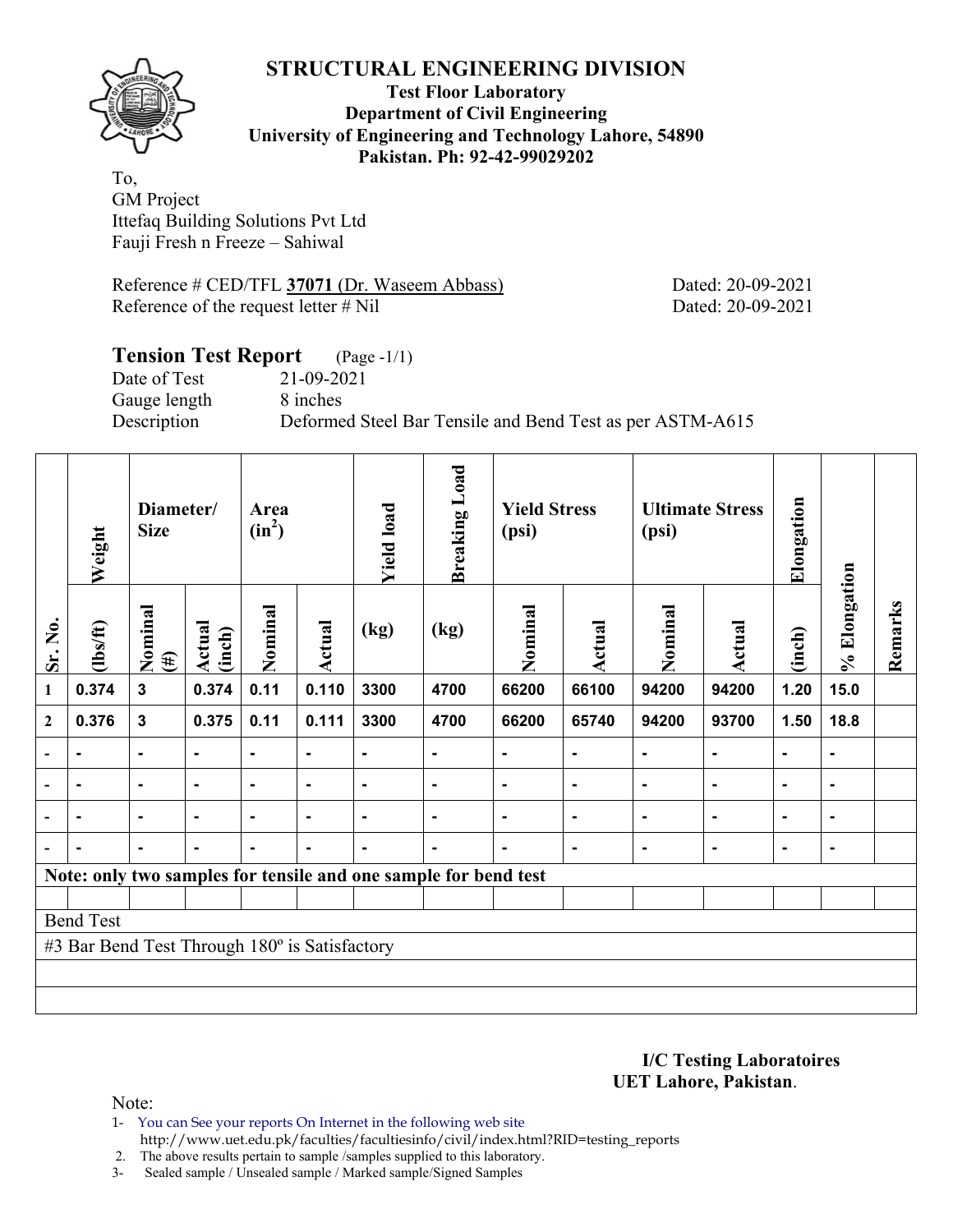# STRUCTURAL ENGINEERING DIVISION

**Test Floor Laboratory**
**Department of Civil Engineering**
**University of Engineering and Technology Lahore, 54890**
**Pakistan. Ph: 92-42-99029202**

To,
GM Project
Ittefaq Building Solutions Pvt Ltd
Fauji Fresh n Freeze – Sahiwal

Reference # CED/TFL **37071** (Dr. Waseem Abbass) Dated: 20-09-2021
Reference of the request letter # Nil Dated: 20-09-2021

## Tension Test Report (Page -1/1)

Date of Test 21-09-2021
Gauge length 8 inches
Description Deformed Steel Bar Tensile and Bend Test as per ASTM-A615

| Sr. No. | Weight | Diameter/ Size | | Area ($in^2$) | | Yield load | Breaking Load | Yield Stress (psi) | | Ultimate Stress (psi) | | Elongation | % Elongation | Remarks |
|---|---|---|---|---|---|---|---|---|---|---|---|---|---|---|
| | (lbs/ft) | Nominal (#) | Actual (inch) | Nominal | Actual | (kg) | (kg) | Nominal | Actual | Nominal | Actual | (inch) | | |
| 1 | 0.374 | 3 | 0.374 | 0.11 | 0.110 | 3300 | 4700 | 66200 | 66100 | 94200 | 94200 | 1.20 | 15.0 | |
| 2 | 0.376 | 3 | 0.375 | 0.11 | 0.111 | 3300 | 4700 | 66200 | 65740 | 94200 | 93700 | 1.50 | 18.8 | |
| - | - | - | - | - | - | - | - | - | - | - | - | - | - | |
| - | - | - | - | - | - | - | - | - | - | - | - | - | - | |
| - | - | - | - | - | - | - | - | - | - | - | - | - | - | |
| - | - | - | - | - | - | - | - | - | - | - | - | - | - | |
| **Note: only two samples for tensile and one sample for bend test** | | | | | | | | | | | | | | |
| Bend Test | | | | | | | | | | | | | | |
| #3 Bar Bend Test Through 180º is Satisfactory | | | | | | | | | | | | | | |

**I/C Testing Laboratoires**
**UET Lahore, Pakistan**.

Note:
1- You can See your reports On Internet in the following web site
http://www.uet.edu.pk/faculties/facultiesinfo/civil/index.html?RID=testing_reports
2. The above results pertain to sample /samples supplied to this laboratory.
3- Sealed sample / Unsealed sample / Marked sample/Signed Samples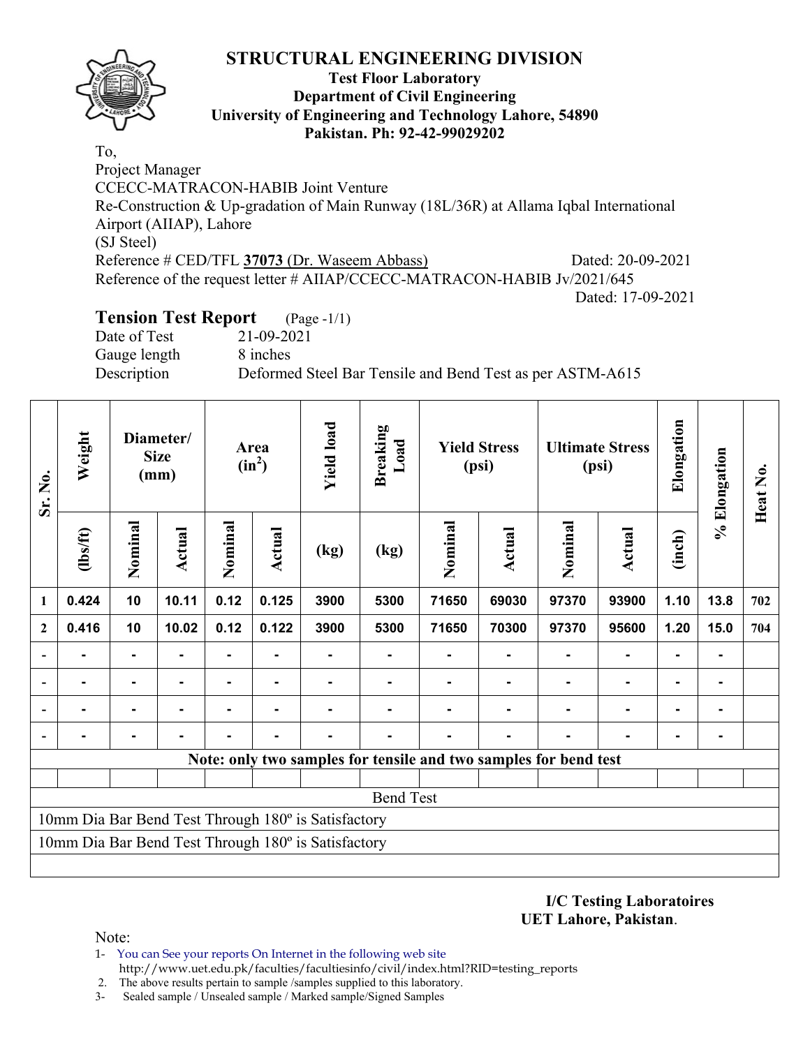# STRUCTURAL ENGINEERING DIVISION

**Test Floor Laboratory**
**Department of Civil Engineering**
**University of Engineering and Technology Lahore, 54890**
**Pakistan. Ph: 92-42-99029202**

To,
Project Manager
CCECC-MATRACON-HABIB Joint Venture
Re-Construction & Up-gradation of Main Runway (18L/36R) at Allama Iqbal International Airport (AIIAP), Lahore
(SJ Steel)
Reference # CED/TFL **37073** (Dr. Waseem Abbass) Dated: 20-09-2021
Reference of the request letter # AIIAP/CCECC-MATRACON-HABIB Jv/2021/645
Dated: 17-09-2021

## Tension Test Report (Page -1/1)

Date of Test 21-09-2021
Gauge length 8 inches
Description Deformed Steel Bar Tensile and Bend Test as per ASTM-A615

| Sr. No. | Weight | Diameter/ Size (mm) | | Area ($in^2$) | | Yield load | Breaking Load | Yield Stress (psi) | | Ultimate Stress (psi) | | Elongation | % Elongation | Heat No. |
|---|---|---|---|---|---|---|---|---|---|---|---|---|---|---|
| | (lbs/ft) | Nominal | Actual | Nominal | Actual | (kg) | (kg) | Nominal | Actual | Nominal | Actual | (inch) | | |
| 1 | 0.424 | 10 | 10.11 | 0.12 | 0.125 | 3900 | 5300 | 71650 | 69030 | 97370 | 93900 | 1.10 | 13.8 | 702 |
| 2 | 0.416 | 10 | 10.02 | 0.12 | 0.122 | 3900 | 5300 | 71650 | 70300 | 97370 | 95600 | 1.20 | 15.0 | 704 |
| - | - | - | - | - | - | - | - | - | - | - | - | - | - | |
| - | - | - | - | - | - | - | - | - | - | - | - | - | - | |
| - | - | - | - | - | - | - | - | - | - | - | - | - | - | |
| - | - | - | - | - | - | - | - | - | - | - | - | - | - | |
| **Note: only two samples for tensile and two samples for bend test** | | | | | | | | | | | | | | |
| Bend Test | | | | | | | | | | | | | | |
| 10mm Dia Bar Bend Test Through 180º is Satisfactory | | | | | | | | | | | | | | |
| 10mm Dia Bar Bend Test Through 180º is Satisfactory | | | | | | | | | | | | | | |

**I/C Testing Laboratoires**
**UET Lahore, Pakistan.**

Note:
1- You can See your reports On Internet in the following web site
http://www.uet.edu.pk/faculties/facultiesinfo/civil/index.html?RID=testing_reports
2. The above results pertain to sample /samples supplied to this laboratory.
3- Sealed sample / Unsealed sample / Marked sample/Signed Samples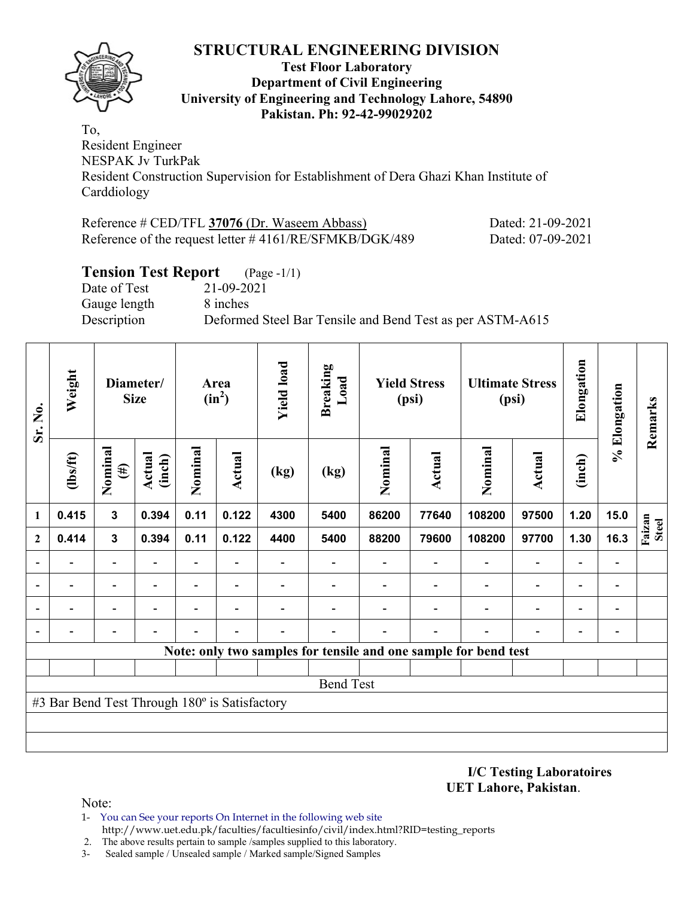# STRUCTURAL ENGINEERING DIVISION

**Test Floor Laboratory**
**Department of Civil Engineering**
**University of Engineering and Technology Lahore, 54890**
**Pakistan. Ph: 92-42-99029202**

To,
Resident Engineer
NESPAK Jv TurkPak
Resident Construction Supervision for Establishment of Dera Ghazi Khan Institute of Carddiology

Reference # CED/TFL **37076** (Dr. Waseem Abbass) Dated: 21-09-2021
Reference of the request letter # 4161/RE/SFMKB/DGK/489 Dated: 07-09-2021

## Tension Test Report (Page -1/1)

Date of Test 21-09-2021
Gauge length 8 inches
Description Deformed Steel Bar Tensile and Bend Test as per ASTM-A615

| Sr. No. | Weight | Diameter/ Size | | Area ($in^2$) | | Yield load | Breaking Load | Yield Stress (psi) | | Ultimate Stress (psi) | | Elongation | % Elongation | Remarks |
|---|---|---|---|---|---|---|---|---|---|---|---|---|---|---|
| | (lbs/ft) | Nominal (#) | Actual (inch) | Nominal | Actual | (kg) | (kg) | Nominal | Actual | Nominal | Actual | (inch) | | |
| 1 | 0.415 | 3 | 0.394 | 0.11 | 0.122 | 4300 | 5400 | 86200 | 77640 | 108200 | 97500 | 1.20 | 15.0 | Faizan Steel |
| 2 | 0.414 | 3 | 0.394 | 0.11 | 0.122 | 4400 | 5400 | 88200 | 79600 | 108200 | 97700 | 1.30 | 16.3 | |
| - | - | - | - | - | - | - | - | - | - | - | - | - | - | |
| - | - | - | - | - | - | - | - | - | - | - | - | - | - | |
| - | - | - | - | - | - | - | - | - | - | - | - | - | - | |
| - | - | - | - | - | - | - | - | - | - | - | - | - | - | |

**Note: only two samples for tensile and one sample for bend test**

Bend Test

#3 Bar Bend Test Through 180º is Satisfactory

**I/C Testing Laboratoires**
**UET Lahore, Pakistan**.

Note:

1- You can See your reports On Internet in the following web site
http://www.uet.edu.pk/faculties/facultiesinfo/civil/index.html?RID=testing_reports
2. The above results pertain to sample /samples supplied to this laboratory.
3- Sealed sample / Unsealed sample / Marked sample/Signed Samples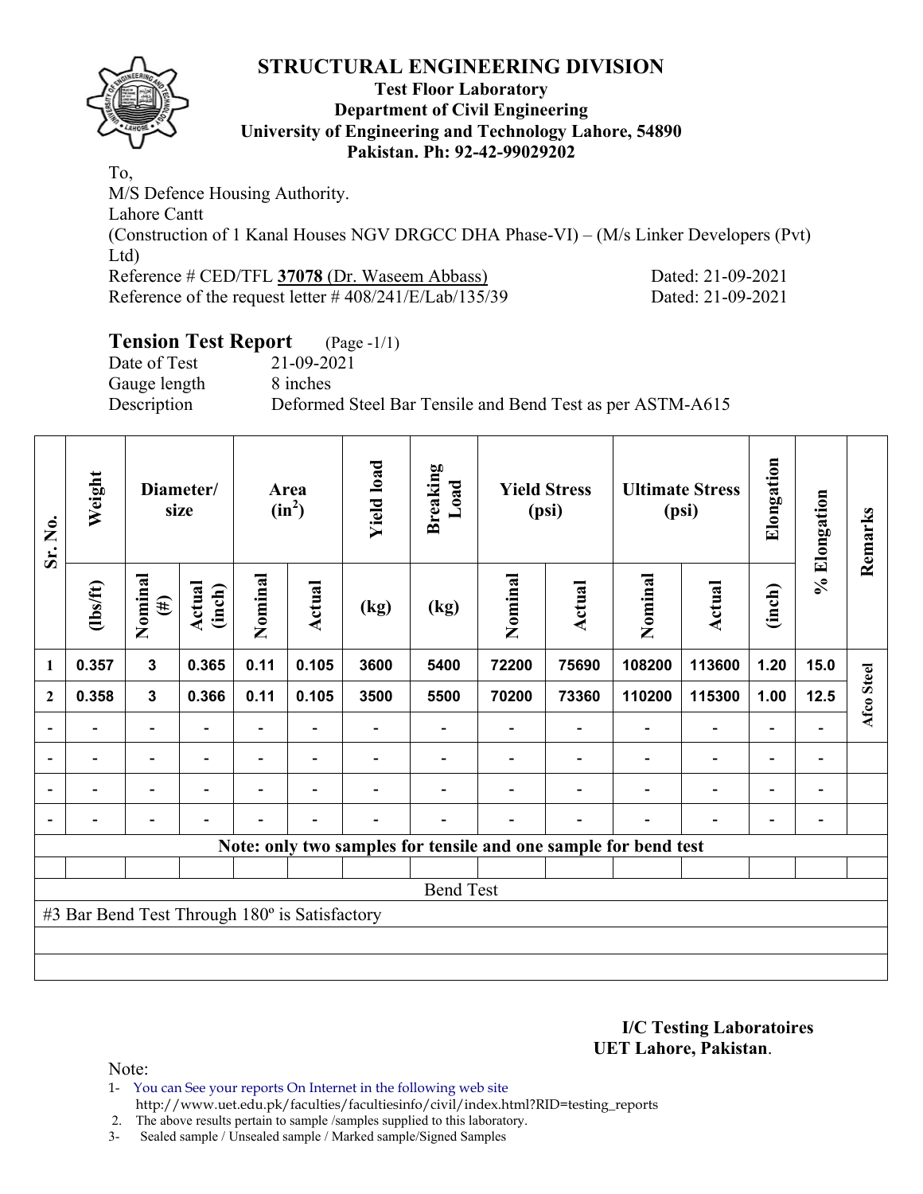# STRUCTURAL ENGINEERING DIVISION

**Test Floor Laboratory**
**Department of Civil Engineering**
**University of Engineering and Technology Lahore, 54890**
**Pakistan. Ph: 92-42-99029202**

To,
M/S Defence Housing Authority.
Lahore Cantt
(Construction of 1 Kanal Houses NGV DRGCC DHA Phase-VI) – (M/s Linker Developers (Pvt) Ltd)
Reference # CED/TFL **37078** (Dr. Waseem Abbass) Dated: 21-09-2021
Reference of the request letter # 408/241/E/Lab/135/39 Dated: 21-09-2021

## Tension Test Report (Page -1/1)

Date of Test 21-09-2021
Gauge length 8 inches
Description Deformed Steel Bar Tensile and Bend Test as per ASTM-A615

| Sr. No. | Weight | Diameter/ size | | Area ($in^2$) | | Yield load | Breaking Load | Yield Stress (psi) | | Ultimate Stress (psi) | | Elongation | % Elongation | Remarks |
|---|---|---|---|---|---|---|---|---|---|---|---|---|---|---|
| | (lbs/ft) | Nominal (#) | Actual (inch) | Nominal | Actual | (kg) | (kg) | Nominal | Actual | Nominal | Actual | (inch) | | |
| 1 | 0.357 | 3 | 0.365 | 0.11 | 0.105 | 3600 | 5400 | 72200 | 75690 | 108200 | 113600 | 1.20 | 15.0 | Afco Steel |
| 2 | 0.358 | 3 | 0.366 | 0.11 | 0.105 | 3500 | 5500 | 70200 | 73360 | 110200 | 115300 | 1.00 | 12.5 | |
| - | - | - | - | - | - | - | - | - | - | - | - | - | - | |
| - | - | - | - | - | - | - | - | - | - | - | - | - | - | |
| - | - | - | - | - | - | - | - | - | - | - | - | - | - | |
| - | - | - | - | - | - | - | - | - | - | - | - | - | - | |

**Note: only two samples for tensile and one sample for bend test**

Bend Test

#3 Bar Bend Test Through 180º is Satisfactory

**I/C Testing Laboratoires**
**UET Lahore, Pakistan**.

Note:
1- You can See your reports On Internet in the following web site
http://www.uet.edu.pk/faculties/facultiesinfo/civil/index.html?RID=testing_reports
2. The above results pertain to sample /samples supplied to this laboratory.
3- Sealed sample / Unsealed sample / Marked sample/Signed Samples